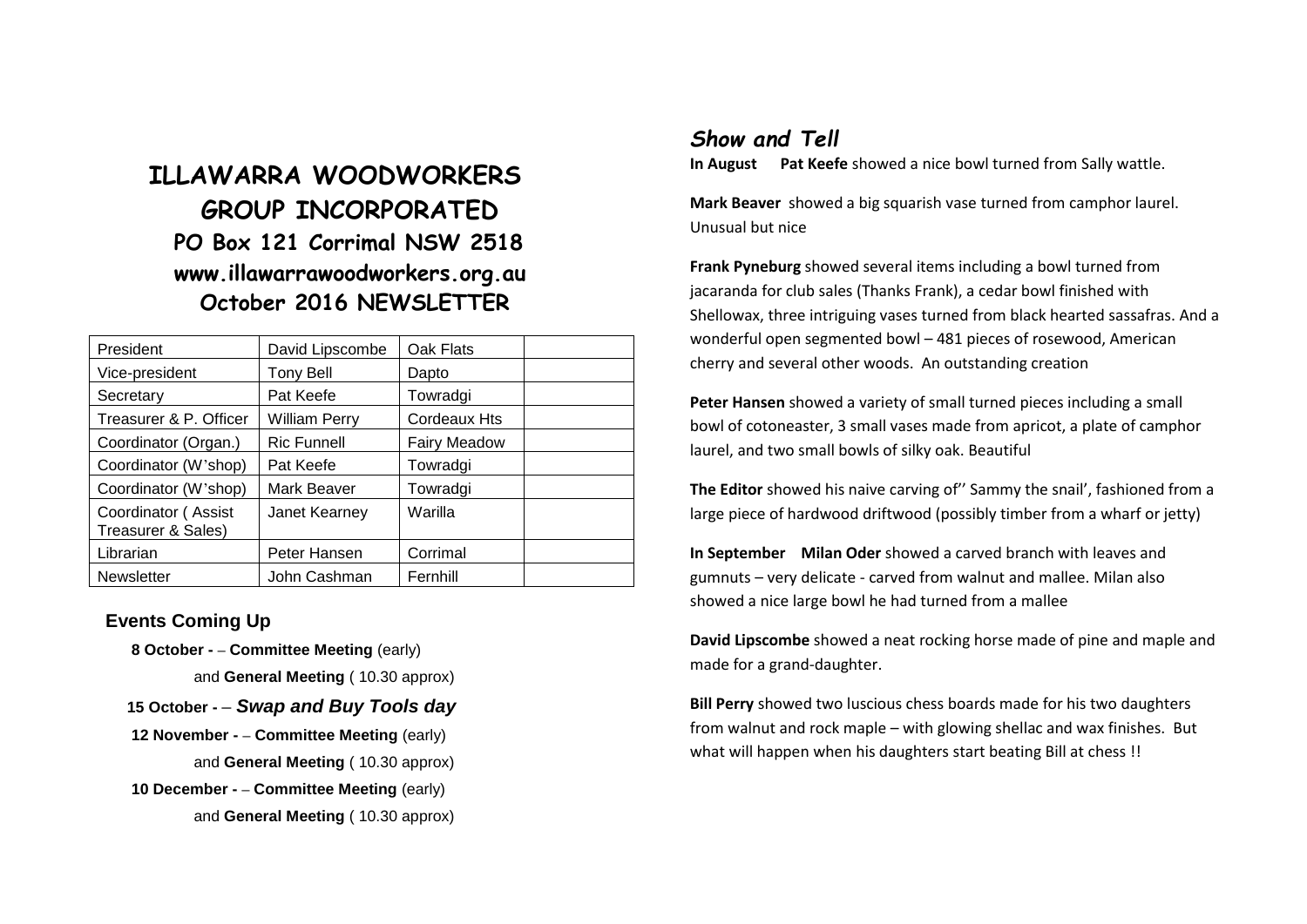# ILLAWARRA WOODWORKERS GROUP INCORPORATED

**PO Box 121 Corrimal NSW 2518**

**www.illawarrawoodworkers.org.au**

**October 2016 NEWSLETTER**

| President | David Lipscombe | Oak Flats | |
|---|---|---|---|
| Vice-president | Tony Bell | Dapto | |
| Secretary | Pat Keefe | Towradgi | |
| Treasurer & P. Officer | William Perry | Cordeaux Hts | |
| Coordinator (Organ.) | Ric Funnell | Fairy Meadow | |
| Coordinator (W'shop) | Pat Keefe | Towradgi | |
| Coordinator (W'shop) | Mark Beaver | Towradgi | |
| Coordinator ( Assist Treasurer & Sales) | Janet Kearney | Warilla | |
| Librarian | Peter Hansen | Corrimal | |
| Newsletter | John Cashman | Fernhill | |

## Events Coming Up

**8 October -** – **Committee Meeting** (early)
and **General Meeting** ( 10.30 approx)

**15 October -** – ***Swap and Buy Tools day***

**12 November -** – **Committee Meeting** (early)
and **General Meeting** ( 10.30 approx)

**10 December -** – **Committee Meeting** (early)
and **General Meeting** ( 10.30 approx)

## *Show and Tell*

**In August** **Pat Keefe** showed a nice bowl turned from Sally wattle.

**Mark Beaver** showed a big squarish vase turned from camphor laurel. Unusual but nice

**Frank Pyneburg** showed several items including a bowl turned from jacaranda for club sales (Thanks Frank), a cedar bowl finished with Shellowax, three intriguing vases turned from black hearted sassafras. And a wonderful open segmented bowl – 481 pieces of rosewood, American cherry and several other woods. An outstanding creation

**Peter Hansen** showed a variety of small turned pieces including a small bowl of cotoneaster, 3 small vases made from apricot, a plate of camphor laurel, and two small bowls of silky oak. Beautiful

**The Editor** showed his naive carving of'' Sammy the snail', fashioned from a large piece of hardwood driftwood (possibly timber from a wharf or jetty)

**In September** **Milan Oder** showed a carved branch with leaves and gumnuts – very delicate - carved from walnut and mallee. Milan also showed a nice large bowl he had turned from a mallee

**David Lipscombe** showed a neat rocking horse made of pine and maple and made for a grand-daughter.

**Bill Perry** showed two luscious chess boards made for his two daughters from walnut and rock maple – with glowing shellac and wax finishes. But what will happen when his daughters start beating Bill at chess !!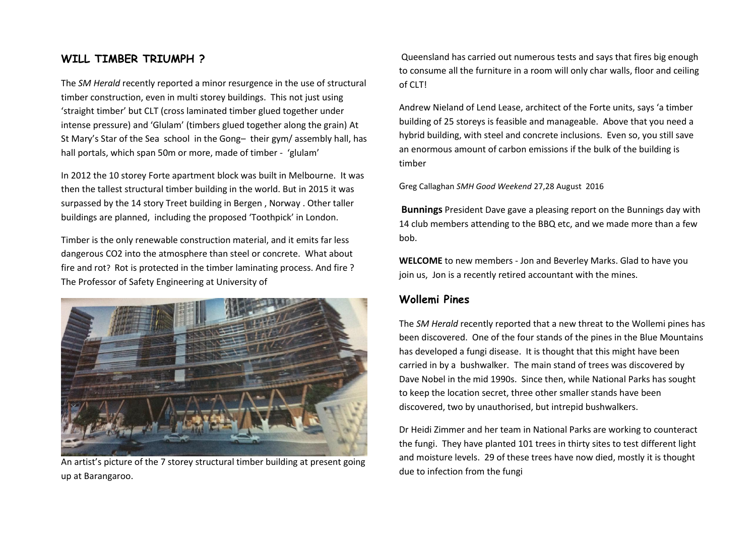## WILL TIMBER TRIUMPH ?

The *SM Herald* recently reported a minor resurgence in the use of structural timber construction, even in multi storey buildings. This not just using 'straight timber' but CLT (cross laminated timber glued together under intense pressure) and 'Glulam' (timbers glued together along the grain) At St Mary's Star of the Sea school in the Gong– their gym/ assembly hall, has hall portals, which span 50m or more, made of timber - 'glulam'

In 2012 the 10 storey Forte apartment block was built in Melbourne. It was then the tallest structural timber building in the world. But in 2015 it was surpassed by the 14 story Treet building in Bergen , Norway . Other taller buildings are planned, including the proposed 'Toothpick' in London.

Timber is the only renewable construction material, and it emits far less dangerous $CO_2$ into the atmosphere than steel or concrete. What about fire and rot? Rot is protected in the timber laminating process. And fire ? The Professor of Safety Engineering at University of Queensland has carried out numerous tests and says that fires big enough to consume all the furniture in a room will only char walls, floor and ceiling of CLT!

An artist's picture of the 7 storey structural timber building at present going up at Barangaroo.

Andrew Nieland of Lend Lease, architect of the Forte units, says 'a timber building of 25 storeys is feasible and manageable. Above that you need a hybrid building, with steel and concrete inclusions. Even so, you still save an enormous amount of carbon emissions if the bulk of the building is timber

Greg Callaghan *SMH Good Weekend* 27,28 August 2016

**Bunnings** President Dave gave a pleasing report on the Bunnings day with 14 club members attending to the BBQ etc, and we made more than a few bob.

**WELCOME** to new members - Jon and Beverley Marks. Glad to have you join us, Jon is a recently retired accountant with the mines.

## Wollemi Pines

The *SM Herald* recently reported that a new threat to the Wollemi pines has been discovered. One of the four stands of the pines in the Blue Mountains has developed a fungi disease. It is thought that this might have been carried in by a bushwalker. The main stand of trees was discovered by Dave Nobel in the mid 1990s. Since then, while National Parks has sought to keep the location secret, three other smaller stands have been discovered, two by unauthorised, but intrepid bushwalkers.

Dr Heidi Zimmer and her team in National Parks are working to counteract the fungi. They have planted 101 trees in thirty sites to test different light and moisture levels. 29 of these trees have now died, mostly it is thought due to infection from the fungi